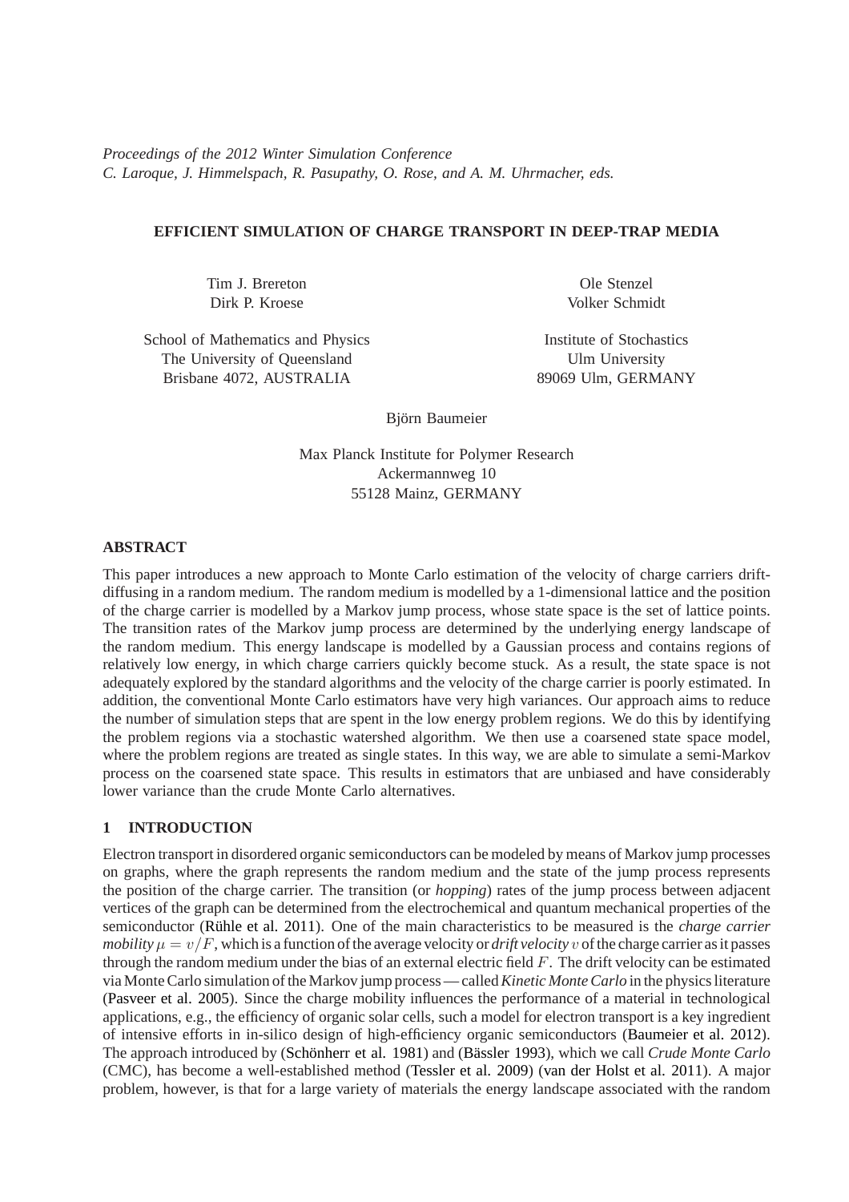*Proceedings of the 2012 Winter Simulation Conference*
*C. Laroque, J. Himmelspach, R. Pasupathy, O. Rose, and A. M. Uhrmacher, eds.*

# EFFICIENT SIMULATION OF CHARGE TRANSPORT IN DEEP-TRAP MEDIA

Tim J. Brereton
Dirk P. Kroese

School of Mathematics and Physics
The University of Queensland
Brisbane 4072, AUSTRALIA

Ole Stenzel
Volker Schmidt

Institute of Stochastics
Ulm University
89069 Ulm, GERMANY

Björn Baumeier

Max Planck Institute for Polymer Research
Ackermannweg 10
55128 Mainz, GERMANY

## ABSTRACT

This paper introduces a new approach to Monte Carlo estimation of the velocity of charge carriers drift-diffusing in a random medium. The random medium is modelled by a 1-dimensional lattice and the position of the charge carrier is modelled by a Markov jump process, whose state space is the set of lattice points. The transition rates of the Markov jump process are determined by the underlying energy landscape of the random medium. This energy landscape is modelled by a Gaussian process and contains regions of relatively low energy, in which charge carriers quickly become stuck. As a result, the state space is not adequately explored by the standard algorithms and the velocity of the charge carrier is poorly estimated. In addition, the conventional Monte Carlo estimators have very high variances. Our approach aims to reduce the number of simulation steps that are spent in the low energy problem regions. We do this by identifying the problem regions via a stochastic watershed algorithm. We then use a coarsened state space model, where the problem regions are treated as single states. In this way, we are able to simulate a semi-Markov process on the coarsened state space. This results in estimators that are unbiased and have considerably lower variance than the crude Monte Carlo alternatives.

## 1 INTRODUCTION

Electron transport in disordered organic semiconductors can be modeled by means of Markov jump processes on graphs, where the graph represents the random medium and the state of the jump process represents the position of the charge carrier. The transition (or *hopping*) rates of the jump process between adjacent vertices of the graph can be determined from the electrochemical and quantum mechanical properties of the semiconductor (Rühle et al. 2011). One of the main characteristics to be measured is the *charge carrier mobility* $\mu = v/F$, which is a function of the average velocity or *drift velocity* $v$ of the charge carrier as it passes through the random medium under the bias of an external electric field $F$. The drift velocity can be estimated via Monte Carlo simulation of the Markov jump process — called *Kinetic Monte Carlo* in the physics literature (Pasveer et al. 2005). Since the charge mobility influences the performance of a material in technological applications, e.g., the efficiency of organic solar cells, such a model for electron transport is a key ingredient of intensive efforts in in-silico design of high-efficiency organic semiconductors (Baumeier et al. 2012). The approach introduced by (Schönherr et al. 1981) and (Bässler 1993), which we call *Crude Monte Carlo* (CMC), has become a well-established method (Tessler et al. 2009) (van der Holst et al. 2011). A major problem, however, is that for a large variety of materials the energy landscape associated with the random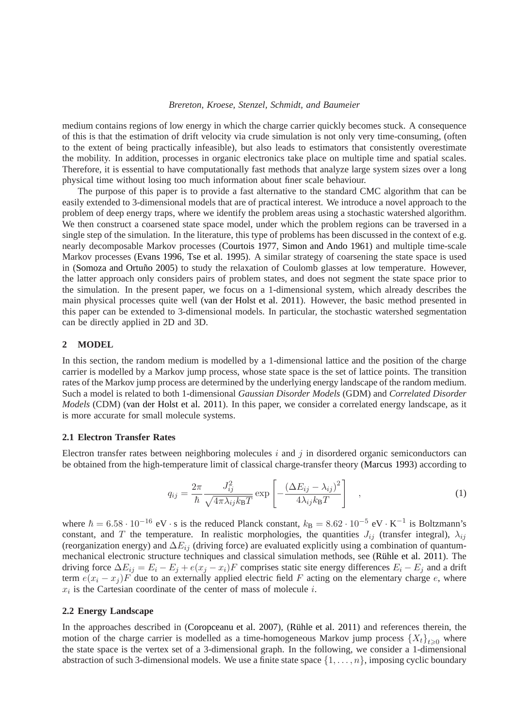medium contains regions of low energy in which the charge carrier quickly becomes stuck. A consequence of this is that the estimation of drift velocity via crude simulation is not only very time-consuming, (often to the extent of being practically infeasible), but also leads to estimators that consistently overestimate the mobility. In addition, processes in organic electronics take place on multiple time and spatial scales. Therefore, it is essential to have computationally fast methods that analyze large system sizes over a long physical time without losing too much information about finer scale behaviour.

The purpose of this paper is to provide a fast alternative to the standard CMC algorithm that can be easily extended to 3-dimensional models that are of practical interest. We introduce a novel approach to the problem of deep energy traps, where we identify the problem areas using a stochastic watershed algorithm. We then construct a coarsened state space model, under which the problem regions can be traversed in a single step of the simulation. In the literature, this type of problems has been discussed in the context of e.g. nearly decomposable Markov processes (Courtois 1977, Simon and Ando 1961) and multiple time-scale Markov processes (Evans 1996, Tse et al. 1995). A similar strategy of coarsening the state space is used in (Somoza and Ortuño 2005) to study the relaxation of Coulomb glasses at low temperature. However, the latter approach only considers pairs of problem states, and does not segment the state space prior to the simulation. In the present paper, we focus on a 1-dimensional system, which already describes the main physical processes quite well (van der Holst et al. 2011). However, the basic method presented in this paper can be extended to 3-dimensional models. In particular, the stochastic watershed segmentation can be directly applied in 2D and 3D.

## 2 MODEL

In this section, the random medium is modelled by a 1-dimensional lattice and the position of the charge carrier is modelled by a Markov jump process, whose state space is the set of lattice points. The transition rates of the Markov jump process are determined by the underlying energy landscape of the random medium. Such a model is related to both 1-dimensional *Gaussian Disorder Models* (GDM) and *Correlated Disorder Models* (CDM) (van der Holst et al. 2011). In this paper, we consider a correlated energy landscape, as it is more accurate for small molecule systems.

### 2.1 Electron Transfer Rates

Electron transfer rates between neighboring molecules $i$ and $j$ in disordered organic semiconductors can be obtained from the high-temperature limit of classical charge-transfer theory (Marcus 1993) according to

$$q_{ij} = \frac{2\pi}{\hbar} \frac{J_{ij}^2}{\sqrt{4\pi\lambda_{ij}k_{\mathrm{B}}T}} \exp\left[-\frac{(\Delta E_{ij} - \lambda_{ij})^2}{4\lambda_{ij}k_{\mathrm{B}}T}\right] \quad , \tag{1}$$

where $\hbar = 6.58 \cdot 10^{-16}$ eV $\cdot$ s is the reduced Planck constant, $k_{\mathrm{B}} = 8.62 \cdot 10^{-5}$ eV $\cdot$ K$^{-1}$ is Boltzmann's constant, and $T$ the temperature. In realistic morphologies, the quantities $J_{ij}$ (transfer integral), $\lambda_{ij}$ (reorganization energy) and $\Delta E_{ij}$ (driving force) are evaluated explicitly using a combination of quantum-mechanical electronic structure techniques and classical simulation methods, see (Rühle et al. 2011). The driving force $\Delta E_{ij} = E_i - E_j + e(x_j - x_i)F$ comprises static site energy differences $E_i - E_j$ and a drift term $e(x_i - x_j)F$ due to an externally applied electric field $F$ acting on the elementary charge $e$, where $x_i$ is the Cartesian coordinate of the center of mass of molecule $i$.

### 2.2 Energy Landscape

In the approaches described in (Coropceanu et al. 2007), (Rühle et al. 2011) and references therein, the motion of the charge carrier is modelled as a time-homogeneous Markov jump process $\{X_t\}_{t\geqslant 0}$ where the state space is the vertex set of a 3-dimensional graph. In the following, we consider a 1-dimensional abstraction of such 3-dimensional models. We use a finite state space $\{1, \ldots, n\}$, imposing cyclic boundary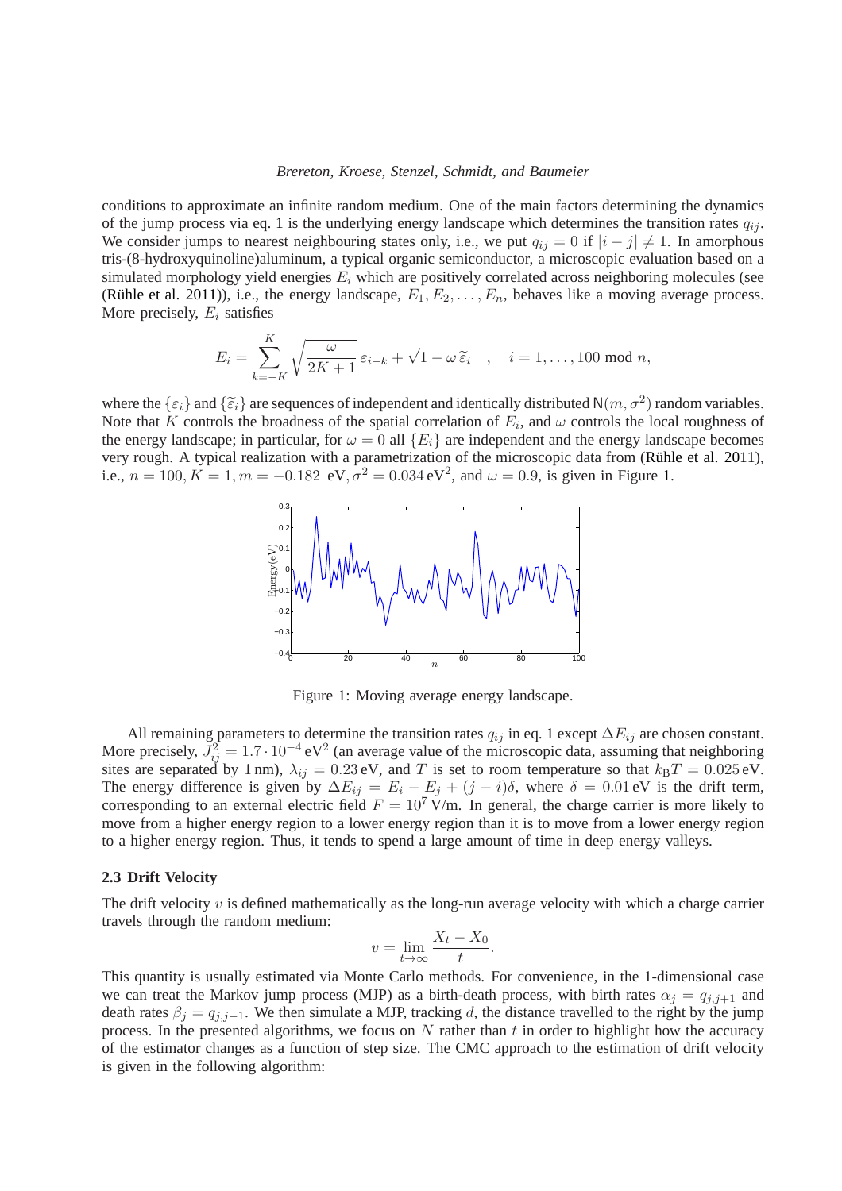conditions to approximate an infinite random medium. One of the main factors determining the dynamics of the jump process via eq. 1 is the underlying energy landscape which determines the transition rates $q_{ij}$. We consider jumps to nearest neighbouring states only, i.e., we put $q_{ij} = 0$ if $|i - j| \neq 1$. In amorphous tris-(8-hydroxyquinoline)aluminum, a typical organic semiconductor, a microscopic evaluation based on a simulated morphology yield energies $E_i$ which are positively correlated across neighboring molecules (see (Rühle et al. 2011)), i.e., the energy landscape, $E_1, E_2, \ldots, E_n$, behaves like a moving average process. More precisely, $E_i$ satisfies

$$E_i = \sum_{k=-K}^{K} \sqrt{\frac{\omega}{2K+1}}\, \varepsilon_{i-k} + \sqrt{1-\omega}\, \widetilde{\varepsilon}_i \quad , \quad i = 1, \ldots, 100 \bmod n,$$

where the $\{\varepsilon_i\}$ and $\{\widetilde{\varepsilon}_i\}$ are sequences of independent and identically distributed $\mathsf{N}(m, \sigma^2)$ random variables. Note that $K$ controls the broadness of the spatial correlation of $E_i$, and $\omega$ controls the local roughness of the energy landscape; in particular, for $\omega = 0$ all $\{E_i\}$ are independent and the energy landscape becomes very rough. A typical realization with a parametrization of the microscopic data from (Rühle et al. 2011), i.e., $n = 100, K = 1, m = -0.182$ eV, $\sigma^2 = 0.034\,\text{eV}^2$, and $\omega = 0.9$, is given in Figure 1.

Figure 1: Moving average energy landscape.

All remaining parameters to determine the transition rates $q_{ij}$ in eq. 1 except $\Delta E_{ij}$ are chosen constant. More precisely, $J_{ij}^2 = 1.7 \cdot 10^{-4}\,\text{eV}^2$ (an average value of the microscopic data, assuming that neighboring sites are separated by 1 nm), $\lambda_{ij} = 0.23\,\text{eV}$, and $T$ is set to room temperature so that $k_{\text{B}}T = 0.025\,\text{eV}$. The energy difference is given by $\Delta E_{ij} = E_i - E_j + (j - i)\delta$, where $\delta = 0.01\,\text{eV}$ is the drift term, corresponding to an external electric field $F = 10^7$ V/m. In general, the charge carrier is more likely to move from a higher energy region to a lower energy region than it is to move from a lower energy region to a higher energy region. Thus, it tends to spend a large amount of time in deep energy valleys.

### 2.3 Drift Velocity

The drift velocity $v$ is defined mathematically as the long-run average velocity with which a charge carrier travels through the random medium:

$$v = \lim_{t \to \infty} \frac{X_t - X_0}{t}.$$

This quantity is usually estimated via Monte Carlo methods. For convenience, in the 1-dimensional case we can treat the Markov jump process (MJP) as a birth-death process, with birth rates $\alpha_j = q_{j,j+1}$ and death rates $\beta_j = q_{j,j-1}$. We then simulate a MJP, tracking $d$, the distance travelled to the right by the jump process. In the presented algorithms, we focus on $N$ rather than $t$ in order to highlight how the accuracy of the estimator changes as a function of step size. The CMC approach to the estimation of drift velocity is given in the following algorithm: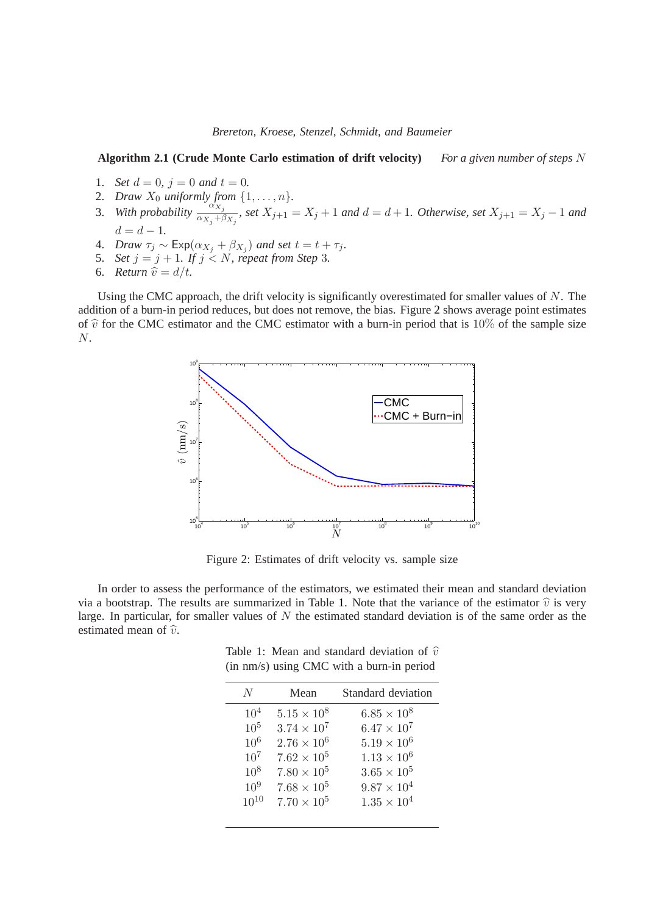**Algorithm 2.1 (Crude Monte Carlo estimation of drift velocity)** *For a given number of steps $N$*

1. *Set $d = 0$, $j = 0$ and $t = 0$.*
2. *Draw $X_0$ uniformly from $\{1, \dots, n\}$.*
3. *With probability $\frac{\alpha_{X_j}}{\alpha_{X_j} + \beta_{X_j}}$, set $X_{j+1} = X_j + 1$ and $d = d + 1$. Otherwise, set $X_{j+1} = X_j - 1$ and $d = d - 1$.*
4. *Draw $\tau_j \sim \mathsf{Exp}(\alpha_{X_j} + \beta_{X_j})$ and set $t = t + \tau_j$.*
5. *Set $j = j + 1$. If $j < N$, repeat from Step 3.*
6. *Return $\widehat{v} = d/t$.*

Using the CMC approach, the drift velocity is significantly overestimated for smaller values of $N$. The addition of a burn-in period reduces, but does not remove, the bias. Figure 2 shows average point estimates of $\widehat{v}$ for the CMC estimator and the CMC estimator with a burn-in period that is 10% of the sample size $N$.

Figure 2: Estimates of drift velocity vs. sample size

In order to assess the performance of the estimators, we estimated their mean and standard deviation via a bootstrap. The results are summarized in Table 1. Note that the variance of the estimator $\widehat{v}$ is very large. In particular, for smaller values of $N$ the estimated standard deviation is of the same order as the estimated mean of $\widehat{v}$.

Table 1: Mean and standard deviation of $\widehat{v}$ (in nm/s) using CMC with a burn-in period

| $N$ | Mean | Standard deviation |
|---|---|---|
| $10^4$ | $5.15 \times 10^8$ | $6.85 \times 10^8$ |
| $10^5$ | $3.74 \times 10^7$ | $6.47 \times 10^7$ |
| $10^6$ | $2.76 \times 10^6$ | $5.19 \times 10^6$ |
| $10^7$ | $7.62 \times 10^5$ | $1.13 \times 10^6$ |
| $10^8$ | $7.80 \times 10^5$ | $3.65 \times 10^5$ |
| $10^9$ | $7.68 \times 10^5$ | $9.87 \times 10^4$ |
| $10^{10}$ | $7.70 \times 10^5$ | $1.35 \times 10^4$ |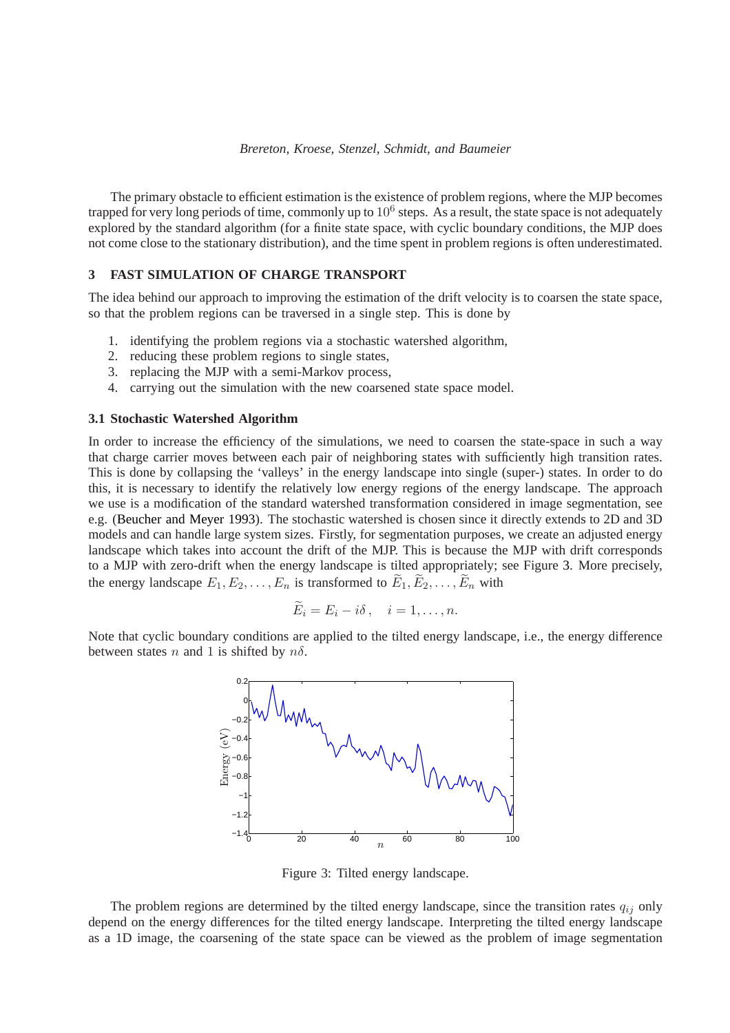The primary obstacle to efficient estimation is the existence of problem regions, where the MJP becomes trapped for very long periods of time, commonly up to $10^6$ steps. As a result, the state space is not adequately explored by the standard algorithm (for a finite state space, with cyclic boundary conditions, the MJP does not come close to the stationary distribution), and the time spent in problem regions is often underestimated.

## 3 FAST SIMULATION OF CHARGE TRANSPORT

The idea behind our approach to improving the estimation of the drift velocity is to coarsen the state space, so that the problem regions can be traversed in a single step. This is done by

1. identifying the problem regions via a stochastic watershed algorithm,
2. reducing these problem regions to single states,
3. replacing the MJP with a semi-Markov process,
4. carrying out the simulation with the new coarsened state space model.

### 3.1 Stochastic Watershed Algorithm

In order to increase the efficiency of the simulations, we need to coarsen the state-space in such a way that charge carrier moves between each pair of neighboring states with sufficiently high transition rates. This is done by collapsing the 'valleys' in the energy landscape into single (super-) states. In order to do this, it is necessary to identify the relatively low energy regions of the energy landscape. The approach we use is a modification of the standard watershed transformation considered in image segmentation, see e.g. (Beucher and Meyer 1993). The stochastic watershed is chosen since it directly extends to 2D and 3D models and can handle large system sizes. Firstly, for segmentation purposes, we create an adjusted energy landscape which takes into account the drift of the MJP. This is because the MJP with drift corresponds to a MJP with zero-drift when the energy landscape is tilted appropriately; see Figure 3. More precisely, the energy landscape $E_1, E_2, \ldots, E_n$ is transformed to $\widetilde{E}_1, \widetilde{E}_2, \ldots, \widetilde{E}_n$ with

$$\widetilde{E}_i = E_i - i\delta\,, \quad i = 1, \ldots, n.$$

Note that cyclic boundary conditions are applied to the tilted energy landscape, i.e., the energy difference between states $n$ and $1$ is shifted by $n\delta$.

Figure 3: Tilted energy landscape.

The problem regions are determined by the tilted energy landscape, since the transition rates $q_{ij}$ only depend on the energy differences for the tilted energy landscape. Interpreting the tilted energy landscape as a 1D image, the coarsening of the state space can be viewed as the problem of image segmentation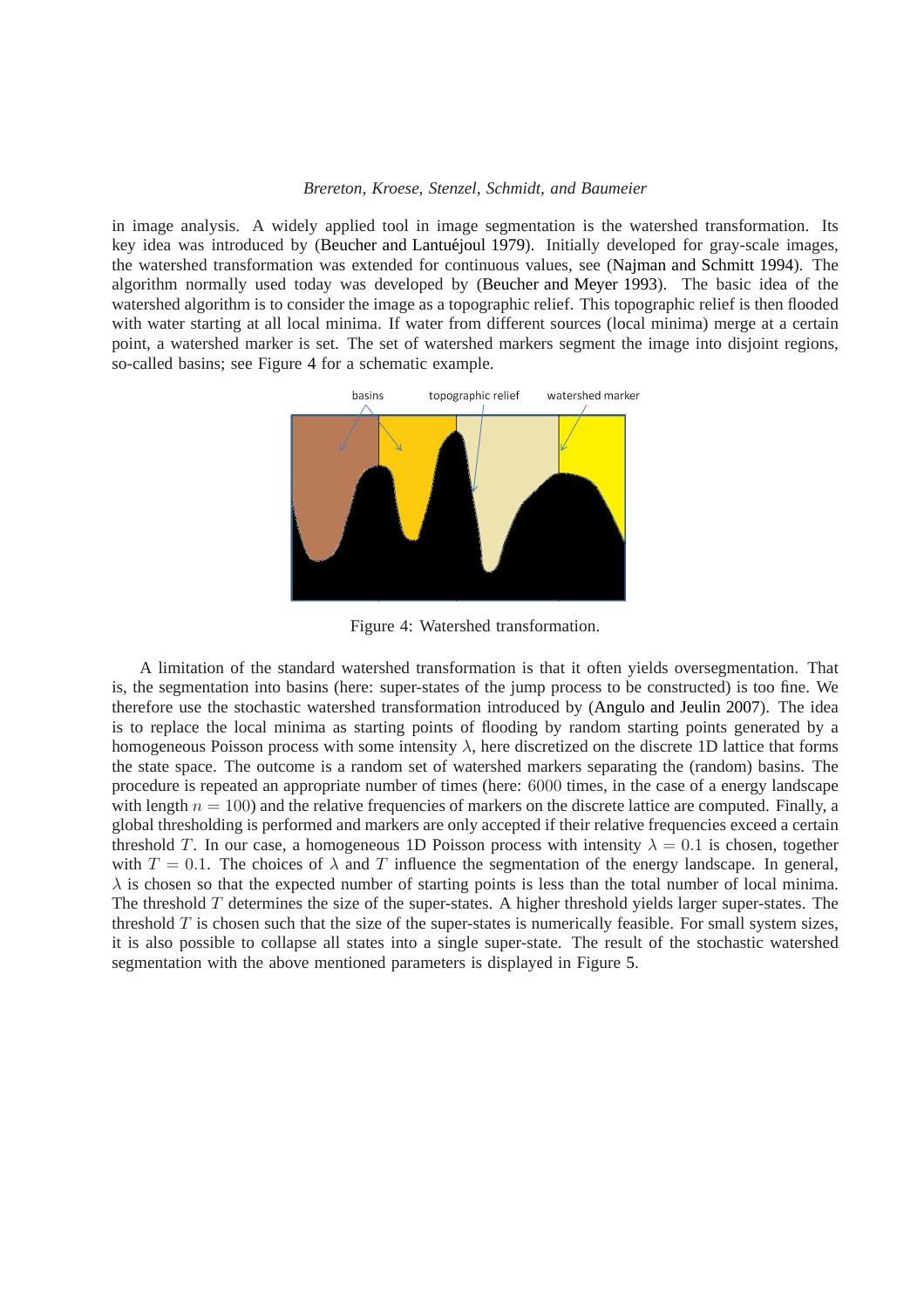in image analysis. A widely applied tool in image segmentation is the watershed transformation. Its key idea was introduced by (Beucher and Lantuéjoul 1979). Initially developed for gray-scale images, the watershed transformation was extended for continuous values, see (Najman and Schmitt 1994). The algorithm normally used today was developed by (Beucher and Meyer 1993). The basic idea of the watershed algorithm is to consider the image as a topographic relief. This topographic relief is then flooded with water starting at all local minima. If water from different sources (local minima) merge at a certain point, a watershed marker is set. The set of watershed markers segment the image into disjoint regions, so-called basins; see Figure 4 for a schematic example.

Figure 4: Watershed transformation.

A limitation of the standard watershed transformation is that it often yields oversegmentation. That is, the segmentation into basins (here: super-states of the jump process to be constructed) is too fine. We therefore use the stochastic watershed transformation introduced by (Angulo and Jeulin 2007). The idea is to replace the local minima as starting points of flooding by random starting points generated by a homogeneous Poisson process with some intensity $\lambda$, here discretized on the discrete 1D lattice that forms the state space. The outcome is a random set of watershed markers separating the (random) basins. The procedure is repeated an appropriate number of times (here: 6000 times, in the case of a energy landscape with length $n = 100$) and the relative frequencies of markers on the discrete lattice are computed. Finally, a global thresholding is performed and markers are only accepted if their relative frequencies exceed a certain threshold $T$. In our case, a homogeneous 1D Poisson process with intensity $\lambda = 0.1$ is chosen, together with $T = 0.1$. The choices of $\lambda$ and $T$ influence the segmentation of the energy landscape. In general, $\lambda$ is chosen so that the expected number of starting points is less than the total number of local minima. The threshold $T$ determines the size of the super-states. A higher threshold yields larger super-states. The threshold $T$ is chosen such that the size of the super-states is numerically feasible. For small system sizes, it is also possible to collapse all states into a single super-state. The result of the stochastic watershed segmentation with the above mentioned parameters is displayed in Figure 5.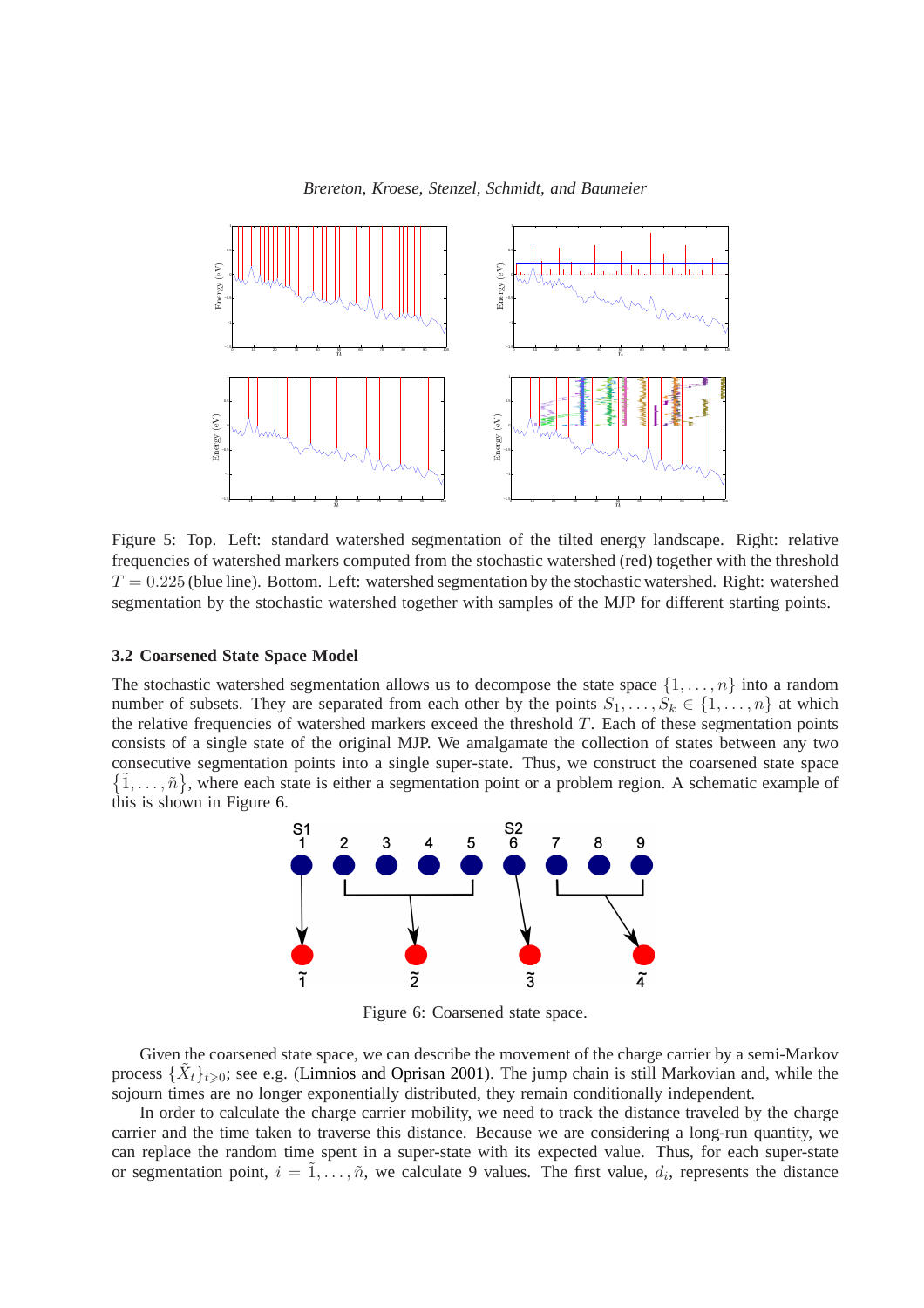Figure 5: Top. Left: standard watershed segmentation of the tilted energy landscape. Right: relative frequencies of watershed markers computed from the stochastic watershed (red) together with the threshold $T = 0.225$ (blue line). Bottom. Left: watershed segmentation by the stochastic watershed. Right: watershed segmentation by the stochastic watershed together with samples of the MJP for different starting points.

### 3.2 Coarsened State Space Model

The stochastic watershed segmentation allows us to decompose the state space $\{1, \ldots, n\}$ into a random number of subsets. They are separated from each other by the points $S_1, \ldots, S_k \in \{1, \ldots, n\}$ at which the relative frequencies of watershed markers exceed the threshold $T$. Each of these segmentation points consists of a single state of the original MJP. We amalgamate the collection of states between any two consecutive segmentation points into a single super-state. Thus, we construct the coarsened state space $\{\tilde{1}, \ldots, \tilde{n}\}$, where each state is either a segmentation point or a problem region. A schematic example of this is shown in Figure 6.

Figure 6: Coarsened state space.

Given the coarsened state space, we can describe the movement of the charge carrier by a semi-Markov process $\{\tilde{X}_t\}_{t \geqslant 0}$; see e.g. (Limnios and Oprisan 2001). The jump chain is still Markovian and, while the sojourn times are no longer exponentially distributed, they remain conditionally independent.

In order to calculate the charge carrier mobility, we need to track the distance traveled by the charge carrier and the time taken to traverse this distance. Because we are considering a long-run quantity, we can replace the random time spent in a super-state with its expected value. Thus, for each super-state or segmentation point, $i = \tilde{1}, \ldots, \tilde{n}$, we calculate 9 values. The first value, $d_i$, represents the distance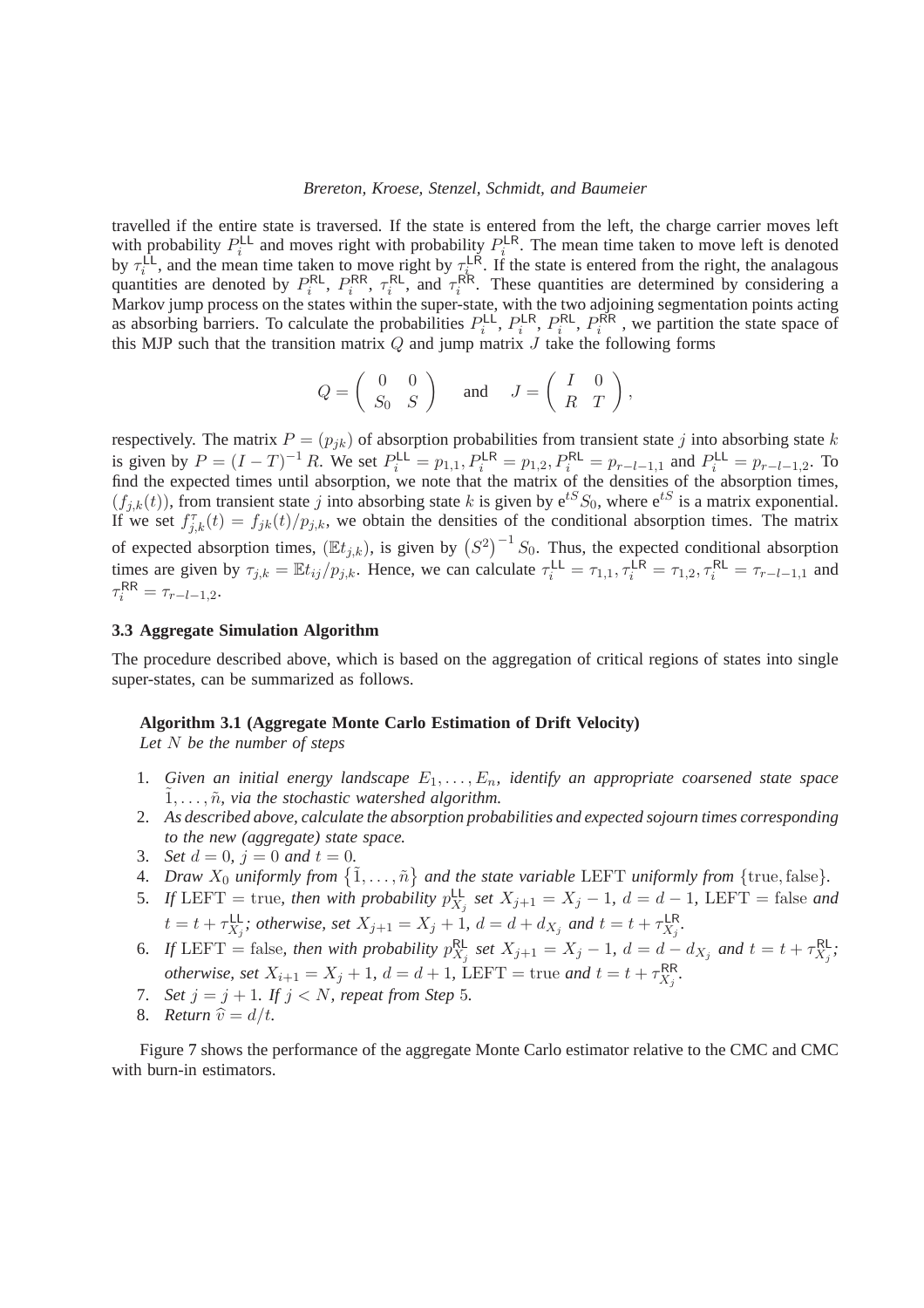travelled if the entire state is traversed. If the state is entered from the left, the charge carrier moves left with probability $P_i^{\mathsf{LL}}$ and moves right with probability $P_i^{\mathsf{LR}}$. The mean time taken to move left is denoted by $\tau_i^{\mathsf{LL}}$, and the mean time taken to move right by $\tau_i^{\mathsf{LR}}$. If the state is entered from the right, the analagous quantities are denoted by $P_i^{\mathsf{RL}}$, $P_i^{\mathsf{RR}}$, $\tau_i^{\mathsf{RL}}$, and $\tau_i^{\mathsf{RR}}$. These quantities are determined by considering a Markov jump process on the states within the super-state, with the two adjoining segmentation points acting as absorbing barriers. To calculate the probabilities $P_i^{\mathsf{LL}}$, $P_i^{\mathsf{LR}}$, $P_i^{\mathsf{RL}}$, $P_i^{\mathsf{RR}}$, we partition the state space of this MJP such that the transition matrix $Q$ and jump matrix $J$ take the following forms

$$Q = \begin{pmatrix} 0 & 0 \\ S_0 & S \end{pmatrix} \quad \text{and} \quad J = \begin{pmatrix} I & 0 \\ R & T \end{pmatrix},$$

respectively. The matrix $P = (p_{jk})$ of absorption probabilities from transient state $j$ into absorbing state $k$ is given by $P = (I - T)^{-1} R$. We set $P_i^{\mathsf{LL}} = p_{1,1}, P_i^{\mathsf{LR}} = p_{1,2}, P_i^{\mathsf{RL}} = p_{r-l-1,1}$ and $P_i^{\mathsf{LL}} = p_{r-l-1,2}$. To find the expected times until absorption, we note that the matrix of the densities of the absorption times, $(f_{j,k}(t))$, from transient state $j$ into absorbing state $k$ is given by $\mathrm{e}^{tS} S_0$, where $\mathrm{e}^{tS}$ is a matrix exponential. If we set $f_{j,k}^{\tau}(t) = f_{jk}(t)/p_{j,k}$, we obtain the densities of the conditional absorption times. The matrix of expected absorption times, $(\mathbb{E}t_{j,k})$, is given by $\left(S^2\right)^{-1} S_0$. Thus, the expected conditional absorption times are given by $\tau_{j,k} = \mathbb{E}t_{ij}/p_{j,k}$. Hence, we can calculate $\tau_i^{\mathsf{LL}} = \tau_{1,1}, \tau_i^{\mathsf{LR}} = \tau_{1,2}, \tau_i^{\mathsf{RL}} = \tau_{r-l-1,1}$ and $\tau_i^{\mathsf{RR}} = \tau_{r-l-1,2}$.

### 3.3 Aggregate Simulation Algorithm

The procedure described above, which is based on the aggregation of critical regions of states into single super-states, can be summarized as follows.

**Algorithm 3.1 (Aggregate Monte Carlo Estimation of Drift Velocity)**
*Let $N$ be the number of steps*

1. *Given an initial energy landscape $E_1, \ldots, E_n$, identify an appropriate coarsened state space $\tilde{1}, \ldots, \tilde{n}$, via the stochastic watershed algorithm.*
2. *As described above, calculate the absorption probabilities and expected sojourn times corresponding to the new (aggregate) state space.*
3. *Set $d = 0$, $j = 0$ and $t = 0$.*
4. *Draw $X_0$ uniformly from $\{\tilde{1}, \ldots, \tilde{n}\}$ and the state variable* LEFT *uniformly from* $\{\text{true}, \text{false}\}$.
5. *If* $\text{LEFT} = \text{true}$, *then with probability $p_{X_j}^{\mathsf{LL}}$ set $X_{j+1} = X_j - 1$, $d = d - 1$,* $\text{LEFT} = \text{false}$ *and $t = t + \tau_{X_j}^{\mathsf{LL}}$; otherwise, set $X_{j+1} = X_j + 1$, $d = d + d_{X_j}$ and $t = t + \tau_{X_j}^{\mathsf{LR}}$.*
6. *If* $\text{LEFT} = \text{false}$, *then with probability $p_{X_j}^{\mathsf{RL}}$ set $X_{j+1} = X_j - 1$, $d = d - d_{X_j}$ and $t = t + \tau_{X_j}^{\mathsf{RL}}$; otherwise, set $X_{i+1} = X_j + 1$, $d = d + 1$,* $\text{LEFT} = \text{true}$ *and $t = t + \tau_{X_j}^{\mathsf{RR}}$.*
7. *Set $j = j + 1$. If $j < N$, repeat from Step 5.*
8. *Return $\widehat{v} = d/t$.*

Figure 7 shows the performance of the aggregate Monte Carlo estimator relative to the CMC and CMC with burn-in estimators.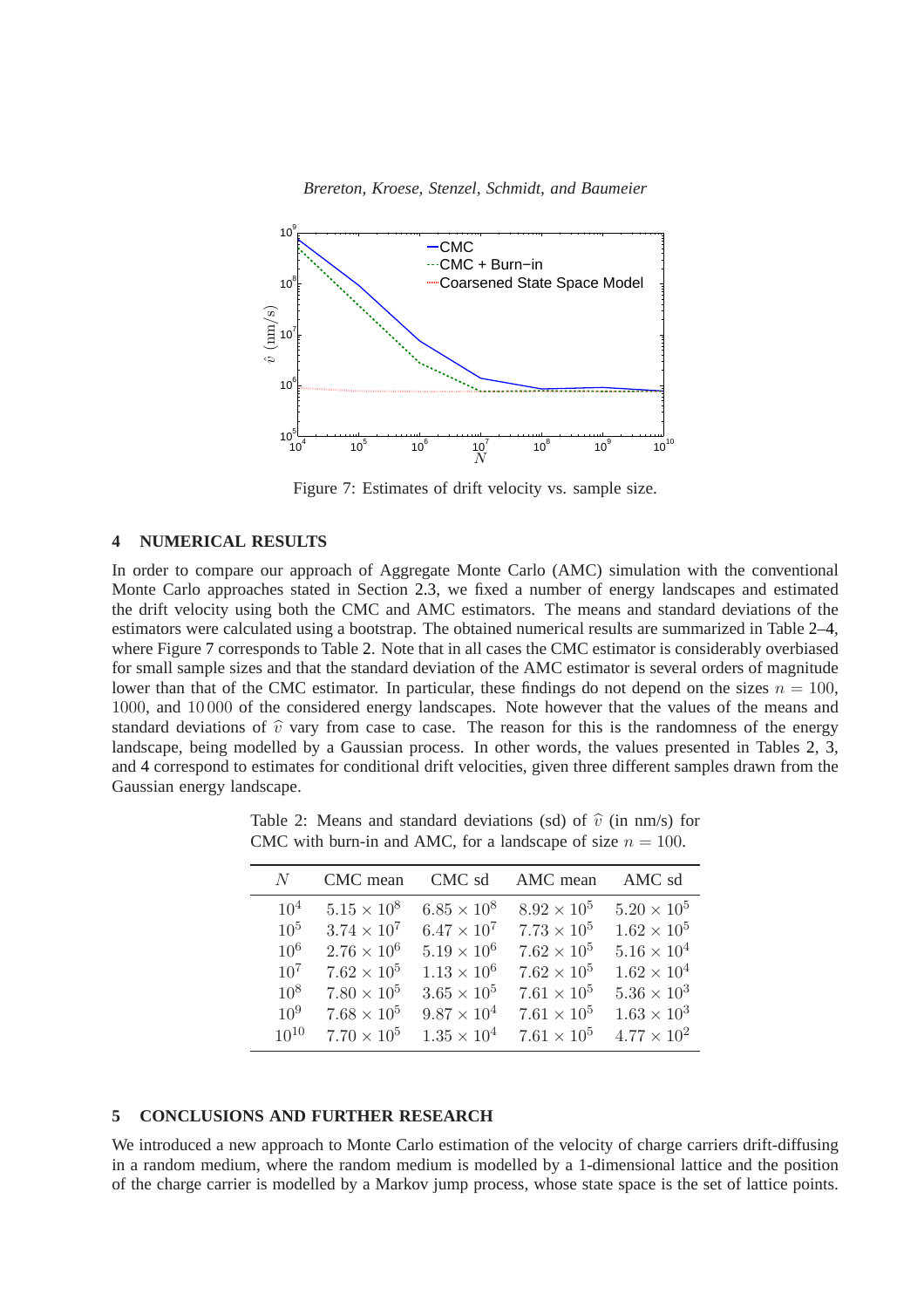Figure 7: Estimates of drift velocity vs. sample size.

## 4 NUMERICAL RESULTS

In order to compare our approach of Aggregate Monte Carlo (AMC) simulation with the conventional Monte Carlo approaches stated in Section 2.3, we fixed a number of energy landscapes and estimated the drift velocity using both the CMC and AMC estimators. The means and standard deviations of the estimators were calculated using a bootstrap. The obtained numerical results are summarized in Table 2–4, where Figure 7 corresponds to Table 2. Note that in all cases the CMC estimator is considerably overbiased for small sample sizes and that the standard deviation of the AMC estimator is several orders of magnitude lower than that of the CMC estimator. In particular, these findings do not depend on the sizes $n = 100$, $1000$, and $10\,000$ of the considered energy landscapes. Note however that the values of the means and standard deviations of $\widehat{v}$ vary from case to case. The reason for this is the randomness of the energy landscape, being modelled by a Gaussian process. In other words, the values presented in Tables 2, 3, and 4 correspond to estimates for conditional drift velocities, given three different samples drawn from the Gaussian energy landscape.

Table 2: Means and standard deviations (sd) of $\widehat{v}$ (in nm/s) for CMC with burn-in and AMC, for a landscape of size $n = 100$.

| $N$ | CMC mean | CMC sd | AMC mean | AMC sd |
|---|---|---|---|---|
| $10^4$ | $5.15 \times 10^8$ | $6.85 \times 10^8$ | $8.92 \times 10^5$ | $5.20 \times 10^5$ |
| $10^5$ | $3.74 \times 10^7$ | $6.47 \times 10^7$ | $7.73 \times 10^5$ | $1.62 \times 10^5$ |
| $10^6$ | $2.76 \times 10^6$ | $5.19 \times 10^6$ | $7.62 \times 10^5$ | $5.16 \times 10^4$ |
| $10^7$ | $7.62 \times 10^5$ | $1.13 \times 10^6$ | $7.62 \times 10^5$ | $1.62 \times 10^4$ |
| $10^8$ | $7.80 \times 10^5$ | $3.65 \times 10^5$ | $7.61 \times 10^5$ | $5.36 \times 10^3$ |
| $10^9$ | $7.68 \times 10^5$ | $9.87 \times 10^4$ | $7.61 \times 10^5$ | $1.63 \times 10^3$ |
| $10^{10}$ | $7.70 \times 10^5$ | $1.35 \times 10^4$ | $7.61 \times 10^5$ | $4.77 \times 10^2$ |

## 5 CONCLUSIONS AND FURTHER RESEARCH

We introduced a new approach to Monte Carlo estimation of the velocity of charge carriers drift-diffusing in a random medium, where the random medium is modelled by a 1-dimensional lattice and the position of the charge carrier is modelled by a Markov jump process, whose state space is the set of lattice points.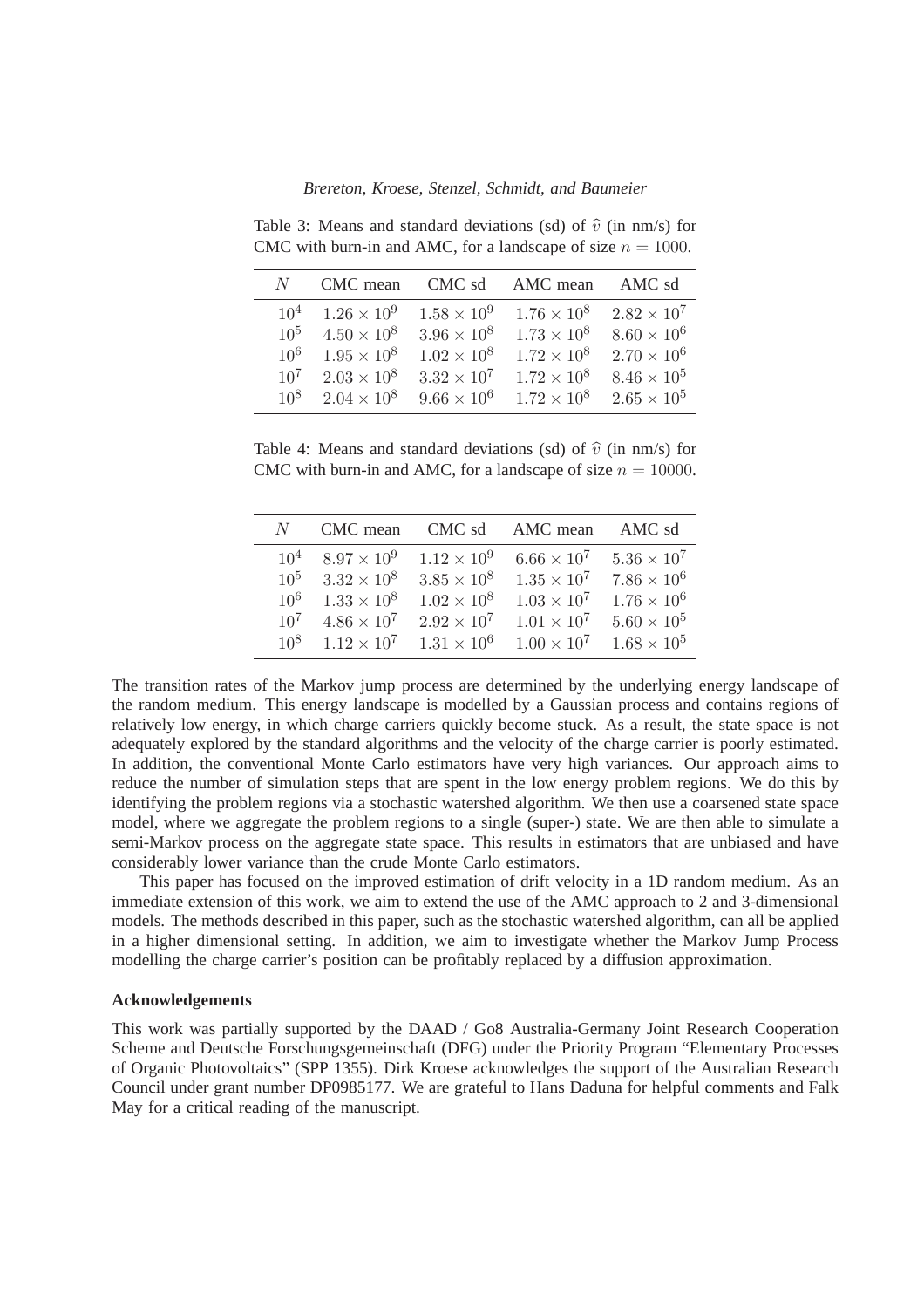Table 3: Means and standard deviations (sd) of $\widehat{v}$ (in nm/s) for CMC with burn-in and AMC, for a landscape of size $n = 1000$.

| $N$ | CMC mean | CMC sd | AMC mean | AMC sd |
|---|---|---|---|---|
| $10^4$ | $1.26 \times 10^9$ | $1.58 \times 10^9$ | $1.76 \times 10^8$ | $2.82 \times 10^7$ |
| $10^5$ | $4.50 \times 10^8$ | $3.96 \times 10^8$ | $1.73 \times 10^8$ | $8.60 \times 10^6$ |
| $10^6$ | $1.95 \times 10^8$ | $1.02 \times 10^8$ | $1.72 \times 10^8$ | $2.70 \times 10^6$ |
| $10^7$ | $2.03 \times 10^8$ | $3.32 \times 10^7$ | $1.72 \times 10^8$ | $8.46 \times 10^5$ |
| $10^8$ | $2.04 \times 10^8$ | $9.66 \times 10^6$ | $1.72 \times 10^8$ | $2.65 \times 10^5$ |

Table 4: Means and standard deviations (sd) of $\widehat{v}$ (in nm/s) for CMC with burn-in and AMC, for a landscape of size $n = 10000$.

| $N$ | CMC mean | CMC sd | AMC mean | AMC sd |
|---|---|---|---|---|
| $10^4$ | $8.97 \times 10^9$ | $1.12 \times 10^9$ | $6.66 \times 10^7$ | $5.36 \times 10^7$ |
| $10^5$ | $3.32 \times 10^8$ | $3.85 \times 10^8$ | $1.35 \times 10^7$ | $7.86 \times 10^6$ |
| $10^6$ | $1.33 \times 10^8$ | $1.02 \times 10^8$ | $1.03 \times 10^7$ | $1.76 \times 10^6$ |
| $10^7$ | $4.86 \times 10^7$ | $2.92 \times 10^7$ | $1.01 \times 10^7$ | $5.60 \times 10^5$ |
| $10^8$ | $1.12 \times 10^7$ | $1.31 \times 10^6$ | $1.00 \times 10^7$ | $1.68 \times 10^5$ |

The transition rates of the Markov jump process are determined by the underlying energy landscape of the random medium. This energy landscape is modelled by a Gaussian process and contains regions of relatively low energy, in which charge carriers quickly become stuck. As a result, the state space is not adequately explored by the standard algorithms and the velocity of the charge carrier is poorly estimated. In addition, the conventional Monte Carlo estimators have very high variances. Our approach aims to reduce the number of simulation steps that are spent in the low energy problem regions. We do this by identifying the problem regions via a stochastic watershed algorithm. We then use a coarsened state space model, where we aggregate the problem regions to a single (super-) state. We are then able to simulate a semi-Markov process on the aggregate state space. This results in estimators that are unbiased and have considerably lower variance than the crude Monte Carlo estimators.

This paper has focused on the improved estimation of drift velocity in a 1D random medium. As an immediate extension of this work, we aim to extend the use of the AMC approach to 2 and 3-dimensional models. The methods described in this paper, such as the stochastic watershed algorithm, can all be applied in a higher dimensional setting. In addition, we aim to investigate whether the Markov Jump Process modelling the charge carrier's position can be profitably replaced by a diffusion approximation.

**Acknowledgements**

This work was partially supported by the DAAD / Go8 Australia-Germany Joint Research Cooperation Scheme and Deutsche Forschungsgemeinschaft (DFG) under the Priority Program "Elementary Processes of Organic Photovoltaics" (SPP 1355). Dirk Kroese acknowledges the support of the Australian Research Council under grant number DP0985177. We are grateful to Hans Daduna for helpful comments and Falk May for a critical reading of the manuscript.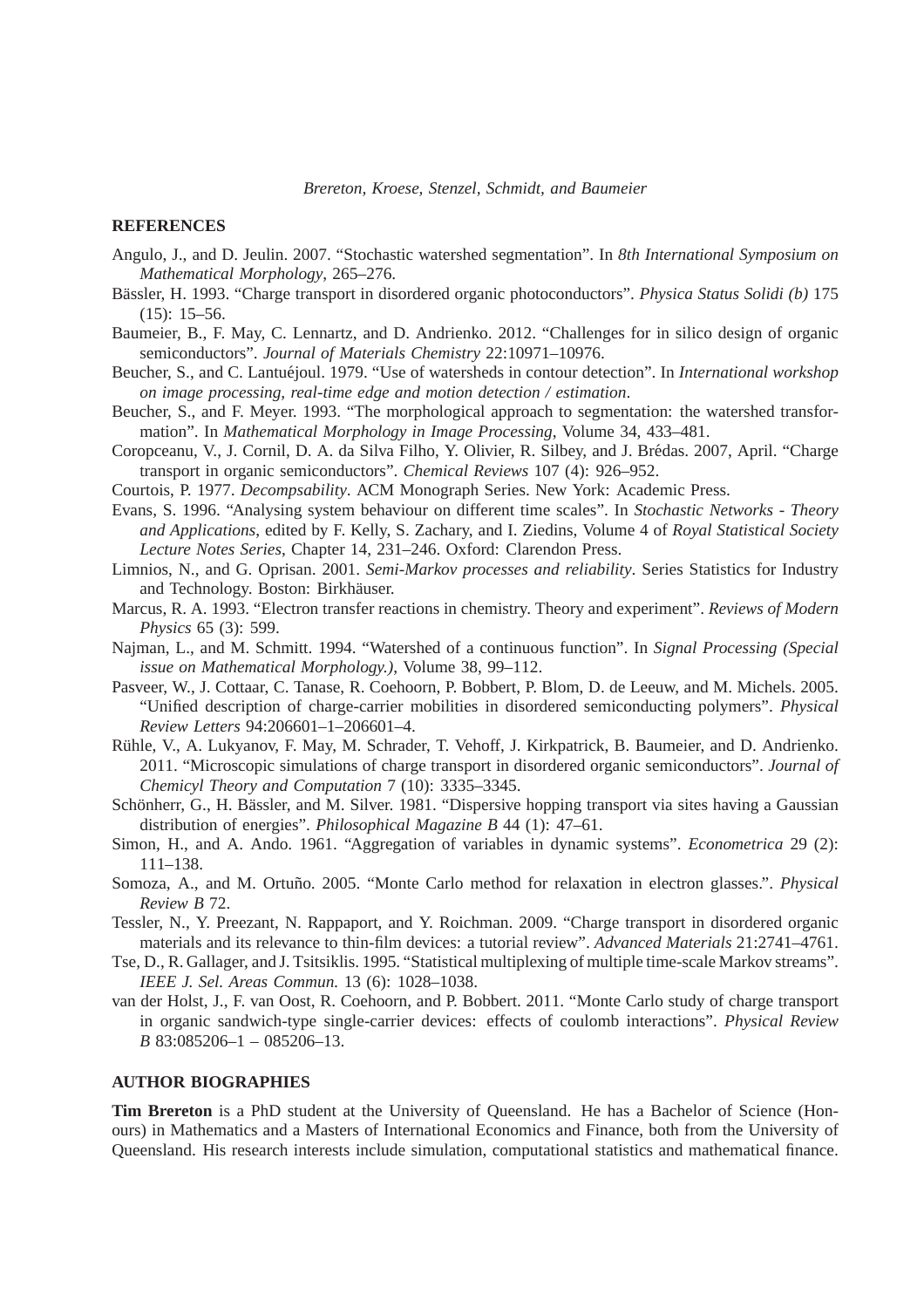## REFERENCES

Angulo, J., and D. Jeulin. 2007. "Stochastic watershed segmentation". In *8th International Symposium on Mathematical Morphology*, 265–276.

Bässler, H. 1993. "Charge transport in disordered organic photoconductors". *Physica Status Solidi (b)* 175 (15): 15–56.

Baumeier, B., F. May, C. Lennartz, and D. Andrienko. 2012. "Challenges for in silico design of organic semiconductors". *Journal of Materials Chemistry* 22:10971–10976.

Beucher, S., and C. Lantuéjoul. 1979. "Use of watersheds in contour detection". In *International workshop on image processing, real-time edge and motion detection / estimation*.

Beucher, S., and F. Meyer. 1993. "The morphological approach to segmentation: the watershed transformation". In *Mathematical Morphology in Image Processing*, Volume 34, 433–481.

Coropceanu, V., J. Cornil, D. A. da Silva Filho, Y. Olivier, R. Silbey, and J. Brédas. 2007, April. "Charge transport in organic semiconductors". *Chemical Reviews* 107 (4): 926–952.

Courtois, P. 1977. *Decompsability*. ACM Monograph Series. New York: Academic Press.

Evans, S. 1996. "Analysing system behaviour on different time scales". In *Stochastic Networks - Theory and Applications*, edited by F. Kelly, S. Zachary, and I. Ziedins, Volume 4 of *Royal Statistical Society Lecture Notes Series*, Chapter 14, 231–246. Oxford: Clarendon Press.

Limnios, N., and G. Oprisan. 2001. *Semi-Markov processes and reliability*. Series Statistics for Industry and Technology. Boston: Birkhäuser.

Marcus, R. A. 1993. "Electron transfer reactions in chemistry. Theory and experiment". *Reviews of Modern Physics* 65 (3): 599.

Najman, L., and M. Schmitt. 1994. "Watershed of a continuous function". In *Signal Processing (Special issue on Mathematical Morphology.)*, Volume 38, 99–112.

Pasveer, W., J. Cottaar, C. Tanase, R. Coehoorn, P. Bobbert, P. Blom, D. de Leeuw, and M. Michels. 2005. "Unified description of charge-carrier mobilities in disordered semiconducting polymers". *Physical Review Letters* 94:206601–1–206601–4.

Rühle, V., A. Lukyanov, F. May, M. Schrader, T. Vehoff, J. Kirkpatrick, B. Baumeier, and D. Andrienko. 2011. "Microscopic simulations of charge transport in disordered organic semiconductors". *Journal of Chemicyl Theory and Computation* 7 (10): 3335–3345.

Schönherr, G., H. Bässler, and M. Silver. 1981. "Dispersive hopping transport via sites having a Gaussian distribution of energies". *Philosophical Magazine B* 44 (1): 47–61.

Simon, H., and A. Ando. 1961. "Aggregation of variables in dynamic systems". *Econometrica* 29 (2): 111–138.

Somoza, A., and M. Ortuño. 2005. "Monte Carlo method for relaxation in electron glasses.". *Physical Review B* 72.

Tessler, N., Y. Preezant, N. Rappaport, and Y. Roichman. 2009. "Charge transport in disordered organic materials and its relevance to thin-film devices: a tutorial review". *Advanced Materials* 21:2741–4761.

Tse, D., R. Gallager, and J. Tsitsiklis. 1995. "Statistical multiplexing of multiple time-scale Markov streams". *IEEE J. Sel. Areas Commun.* 13 (6): 1028–1038.

van der Holst, J., F. van Oost, R. Coehoorn, and P. Bobbert. 2011. "Monte Carlo study of charge transport in organic sandwich-type single-carrier devices: effects of coulomb interactions". *Physical Review B* 83:085206–1 – 085206–13.

## AUTHOR BIOGRAPHIES

**Tim Brereton** is a PhD student at the University of Queensland. He has a Bachelor of Science (Honours) in Mathematics and a Masters of International Economics and Finance, both from the University of Queensland. His research interests include simulation, computational statistics and mathematical finance.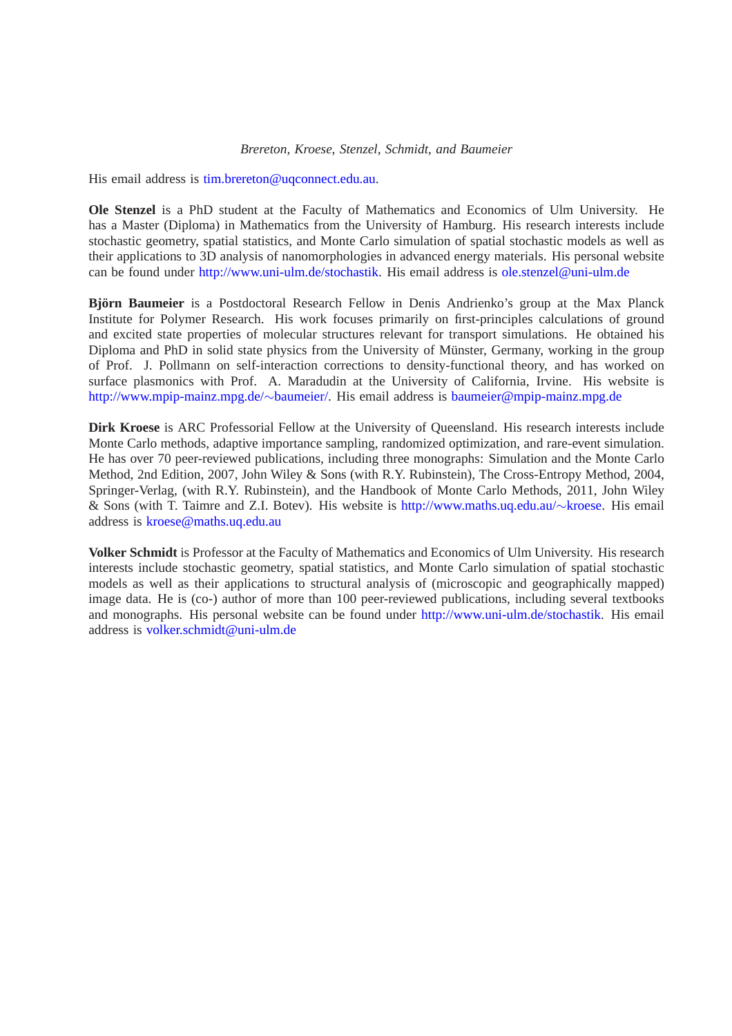His email address is tim.brereton@uqconnect.edu.au.

**Ole Stenzel** is a PhD student at the Faculty of Mathematics and Economics of Ulm University. He has a Master (Diploma) in Mathematics from the University of Hamburg. His research interests include stochastic geometry, spatial statistics, and Monte Carlo simulation of spatial stochastic models as well as their applications to 3D analysis of nanomorphologies in advanced energy materials. His personal website can be found under http://www.uni-ulm.de/stochastik. His email address is ole.stenzel@uni-ulm.de

**Björn Baumeier** is a Postdoctoral Research Fellow in Denis Andrienko's group at the Max Planck Institute for Polymer Research. His work focuses primarily on first-principles calculations of ground and excited state properties of molecular structures relevant for transport simulations. He obtained his Diploma and PhD in solid state physics from the University of Münster, Germany, working in the group of Prof. J. Pollmann on self-interaction corrections to density-functional theory, and has worked on surface plasmonics with Prof. A. Maradudin at the University of California, Irvine. His website is http://www.mpip-mainz.mpg.de/∼baumeier/. His email address is baumeier@mpip-mainz.mpg.de

**Dirk Kroese** is ARC Professorial Fellow at the University of Queensland. His research interests include Monte Carlo methods, adaptive importance sampling, randomized optimization, and rare-event simulation. He has over 70 peer-reviewed publications, including three monographs: Simulation and the Monte Carlo Method, 2nd Edition, 2007, John Wiley & Sons (with R.Y. Rubinstein), The Cross-Entropy Method, 2004, Springer-Verlag, (with R.Y. Rubinstein), and the Handbook of Monte Carlo Methods, 2011, John Wiley & Sons (with T. Taimre and Z.I. Botev). His website is http://www.maths.uq.edu.au/∼kroese. His email address is kroese@maths.uq.edu.au

**Volker Schmidt** is Professor at the Faculty of Mathematics and Economics of Ulm University. His research interests include stochastic geometry, spatial statistics, and Monte Carlo simulation of spatial stochastic models as well as their applications to structural analysis of (microscopic and geographically mapped) image data. He is (co-) author of more than 100 peer-reviewed publications, including several textbooks and monographs. His personal website can be found under http://www.uni-ulm.de/stochastik. His email address is volker.schmidt@uni-ulm.de